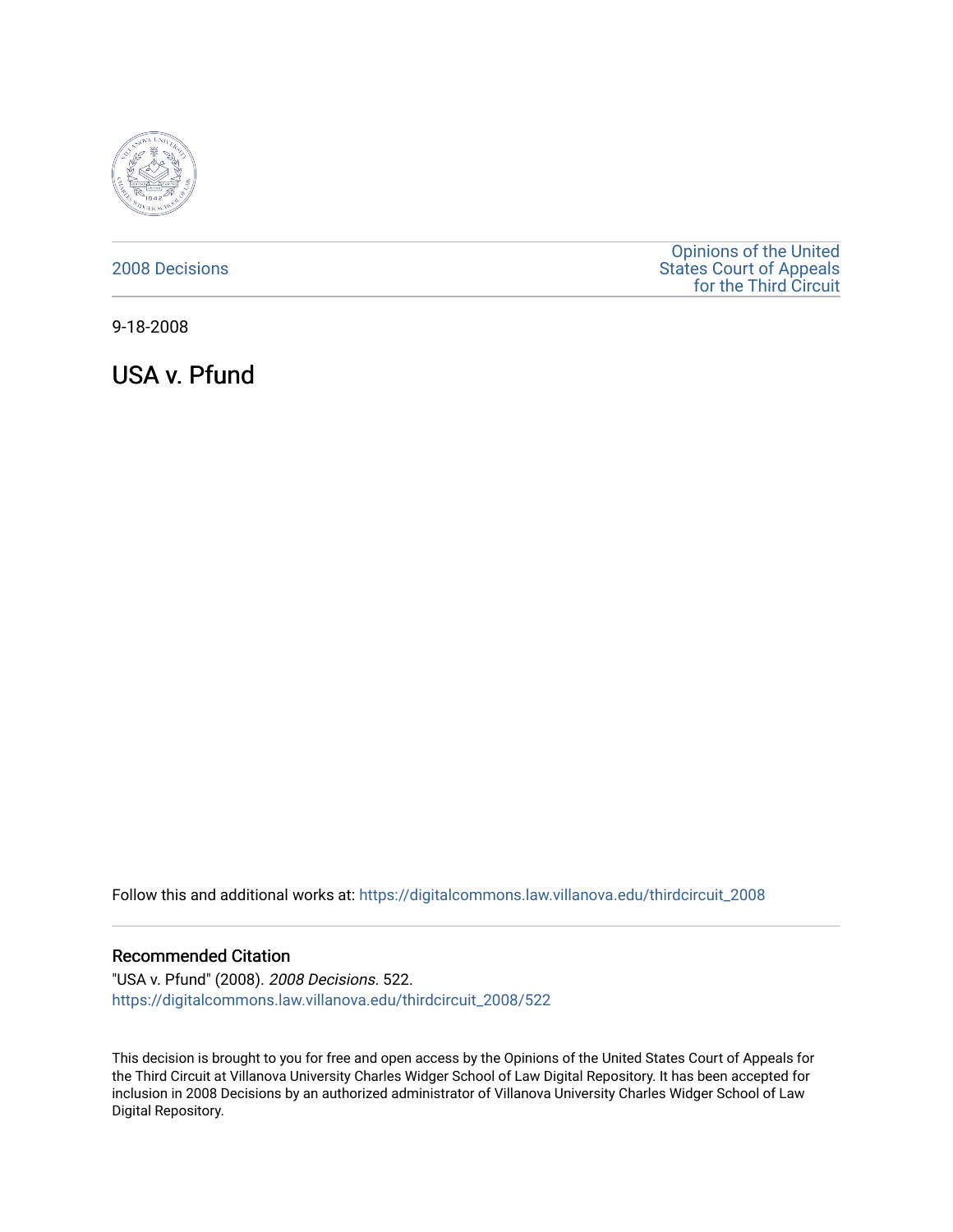2008 Decisions

Opinions of the United States Court of Appeals for the Third Circuit

9-18-2008

# USA v. Pfund

Follow this and additional works at: https://digitalcommons.law.villanova.edu/thirdcircuit_2008

## Recommended Citation

"USA v. Pfund" (2008). *2008 Decisions*. 522.
https://digitalcommons.law.villanova.edu/thirdcircuit_2008/522

This decision is brought to you for free and open access by the Opinions of the United States Court of Appeals for the Third Circuit at Villanova University Charles Widger School of Law Digital Repository. It has been accepted for inclusion in 2008 Decisions by an authorized administrator of Villanova University Charles Widger School of Law Digital Repository.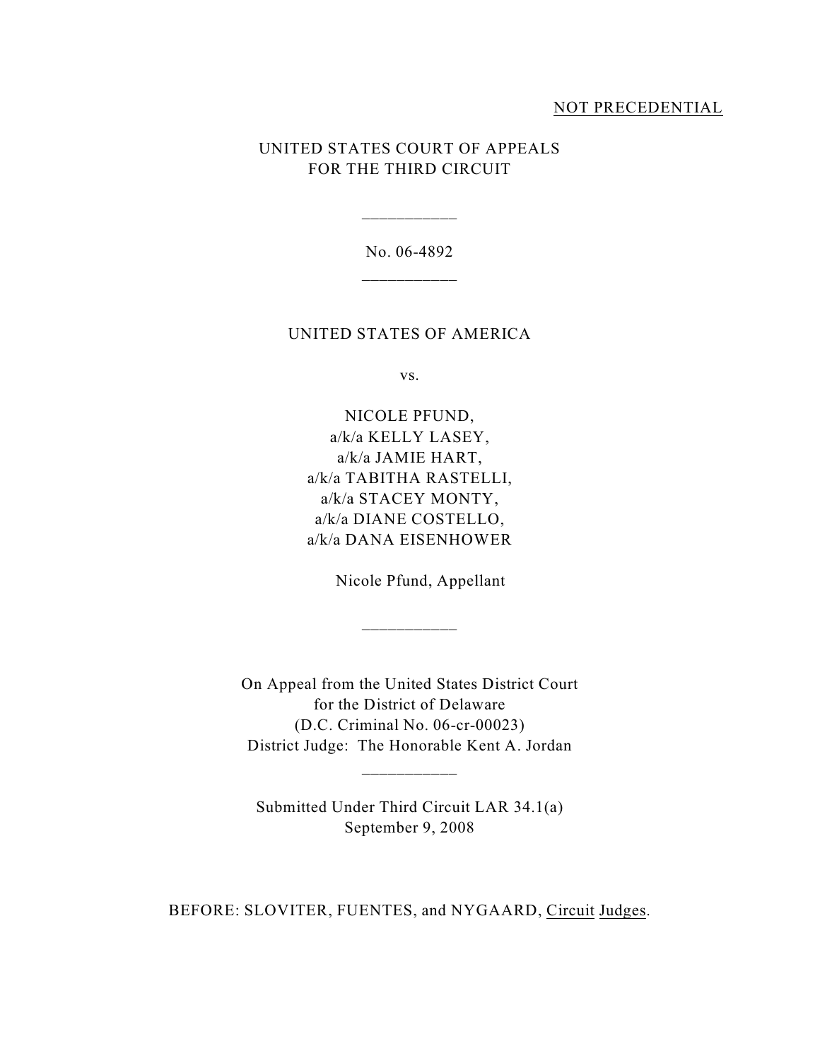NOT PRECEDENTIAL

UNITED STATES COURT OF APPEALS
FOR THE THIRD CIRCUIT

\_\_\_\_\_\_\_\_\_\_\_

No. 06-4892

\_\_\_\_\_\_\_\_\_\_\_

UNITED STATES OF AMERICA

vs.

NICOLE PFUND,
a/k/a KELLY LASEY,
a/k/a JAMIE HART,
a/k/a TABITHA RASTELLI,
a/k/a STACEY MONTY,
a/k/a DIANE COSTELLO,
a/k/a DANA EISENHOWER

Nicole Pfund, Appellant

\_\_\_\_\_\_\_\_\_\_\_

On Appeal from the United States District Court
for the District of Delaware
(D.C. Criminal No. 06-cr-00023)
District Judge: The Honorable Kent A. Jordan

\_\_\_\_\_\_\_\_\_\_\_

Submitted Under Third Circuit LAR 34.1(a)
September 9, 2008

BEFORE: SLOVITER, FUENTES, and NYGAARD, Circuit Judges.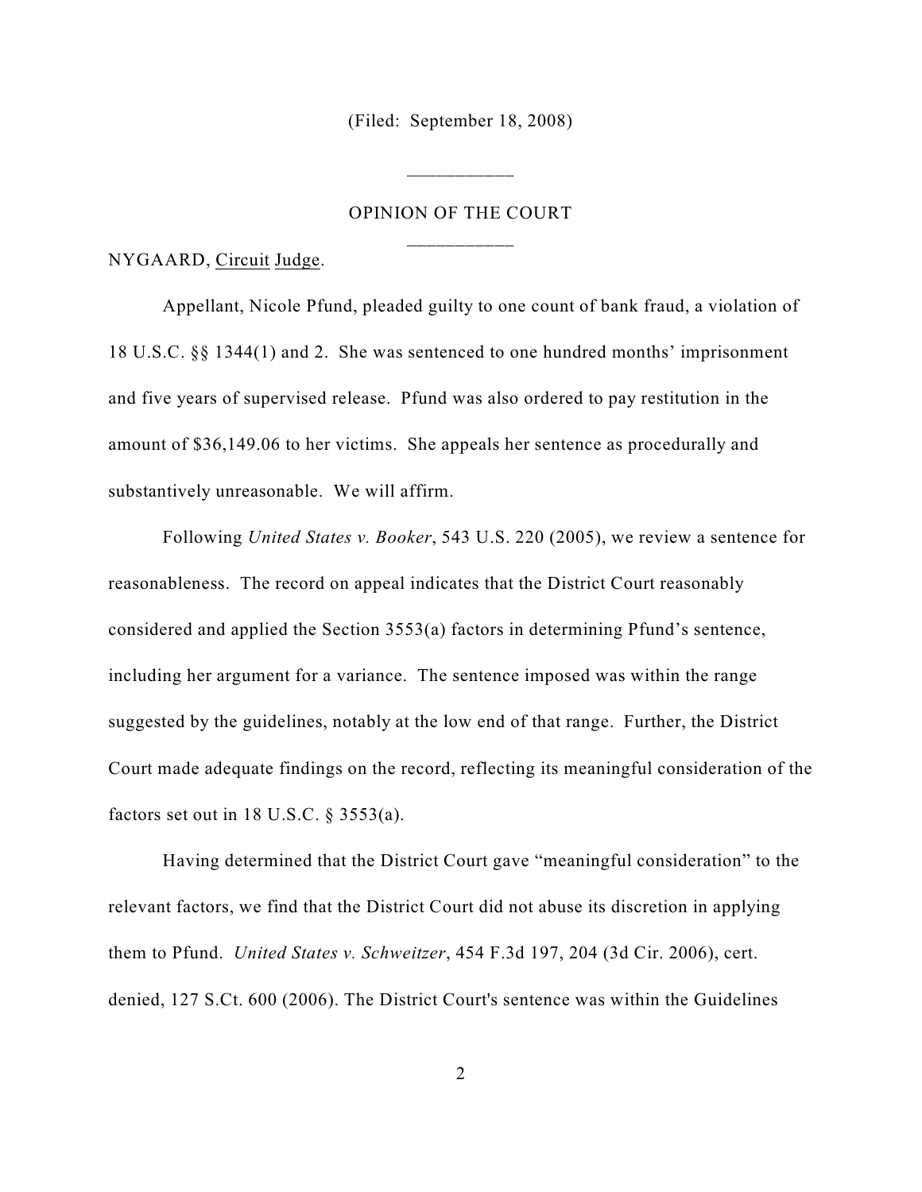(Filed: September 18, 2008)

___________

OPINION OF THE COURT

___________

NYGAARD, Circuit Judge.

Appellant, Nicole Pfund, pleaded guilty to one count of bank fraud, a violation of 18 U.S.C. §§ 1344(1) and 2. She was sentenced to one hundred months' imprisonment and five years of supervised release. Pfund was also ordered to pay restitution in the amount of $36,149.06 to her victims. She appeals her sentence as procedurally and substantively unreasonable. We will affirm.

Following *United States v. Booker*, 543 U.S. 220 (2005), we review a sentence for reasonableness. The record on appeal indicates that the District Court reasonably considered and applied the Section 3553(a) factors in determining Pfund's sentence, including her argument for a variance. The sentence imposed was within the range suggested by the guidelines, notably at the low end of that range. Further, the District Court made adequate findings on the record, reflecting its meaningful consideration of the factors set out in 18 U.S.C. § 3553(a).

Having determined that the District Court gave "meaningful consideration" to the relevant factors, we find that the District Court did not abuse its discretion in applying them to Pfund. *United States v. Schweitzer*, 454 F.3d 197, 204 (3d Cir. 2006), cert. denied, 127 S.Ct. 600 (2006). The District Court's sentence was within the Guidelines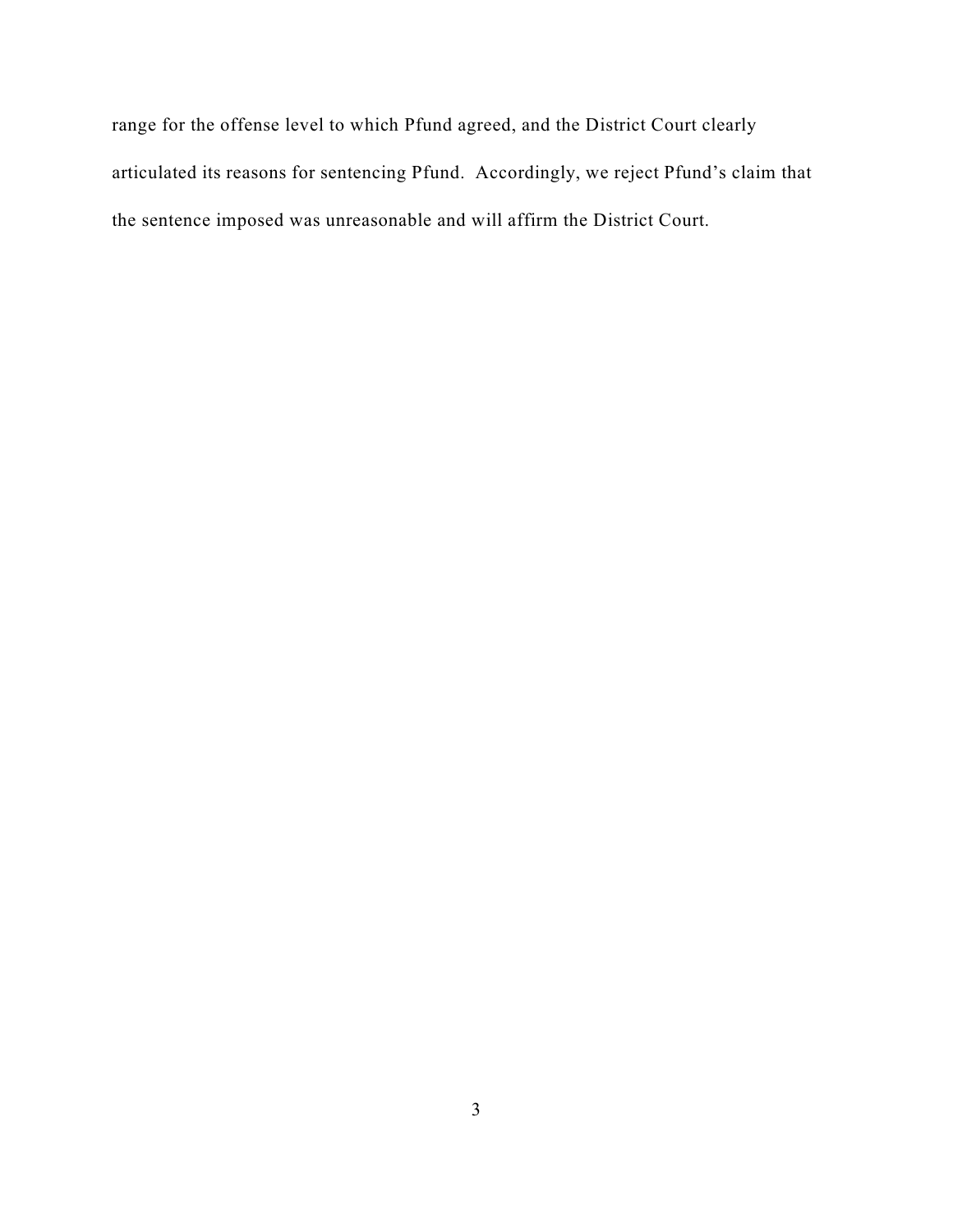range for the offense level to which Pfund agreed, and the District Court clearly articulated its reasons for sentencing Pfund. Accordingly, we reject Pfund's claim that the sentence imposed was unreasonable and will affirm the District Court.